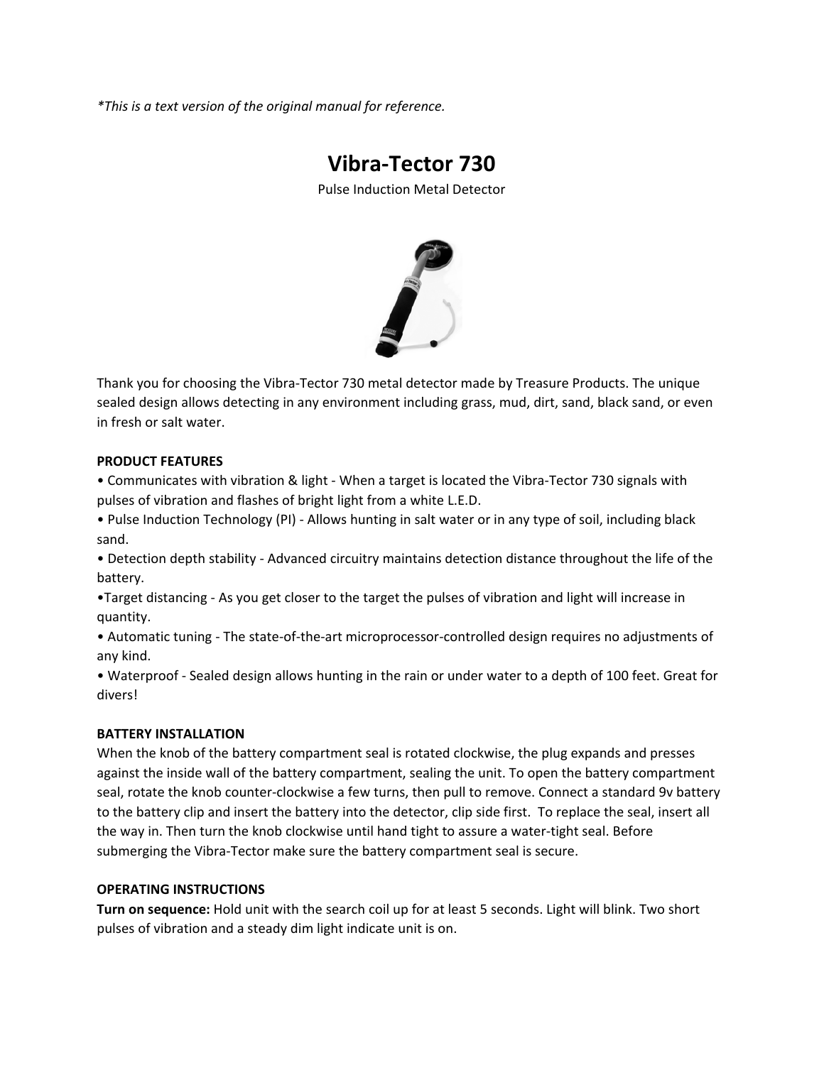*This is a text version of the original manual for reference.*

# Vibra-Tector 730

Pulse Induction Metal Detector

Thank you for choosing the Vibra-Tector 730 metal detector made by Treasure Products. The unique sealed design allows detecting in any environment including grass, mud, dirt, sand, black sand, or even in fresh or salt water.

**PRODUCT FEATURES**

- Communicates with vibration & light - When a target is located the Vibra-Tector 730 signals with pulses of vibration and flashes of bright light from a white L.E.D.
- Pulse Induction Technology (PI) - Allows hunting in salt water or in any type of soil, including black sand.
- Detection depth stability - Advanced circuitry maintains detection distance throughout the life of the battery.
- Target distancing - As you get closer to the target the pulses of vibration and light will increase in quantity.
- Automatic tuning - The state-of-the-art microprocessor-controlled design requires no adjustments of any kind.
- Waterproof - Sealed design allows hunting in the rain or under water to a depth of 100 feet. Great for divers!

**BATTERY INSTALLATION**

When the knob of the battery compartment seal is rotated clockwise, the plug expands and presses against the inside wall of the battery compartment, sealing the unit. To open the battery compartment seal, rotate the knob counter-clockwise a few turns, then pull to remove. Connect a standard 9v battery to the battery clip and insert the battery into the detector, clip side first. To replace the seal, insert all the way in. Then turn the knob clockwise until hand tight to assure a water-tight seal. Before submerging the Vibra-Tector make sure the battery compartment seal is secure.

**OPERATING INSTRUCTIONS**

**Turn on sequence:** Hold unit with the search coil up for at least 5 seconds. Light will blink. Two short pulses of vibration and a steady dim light indicate unit is on.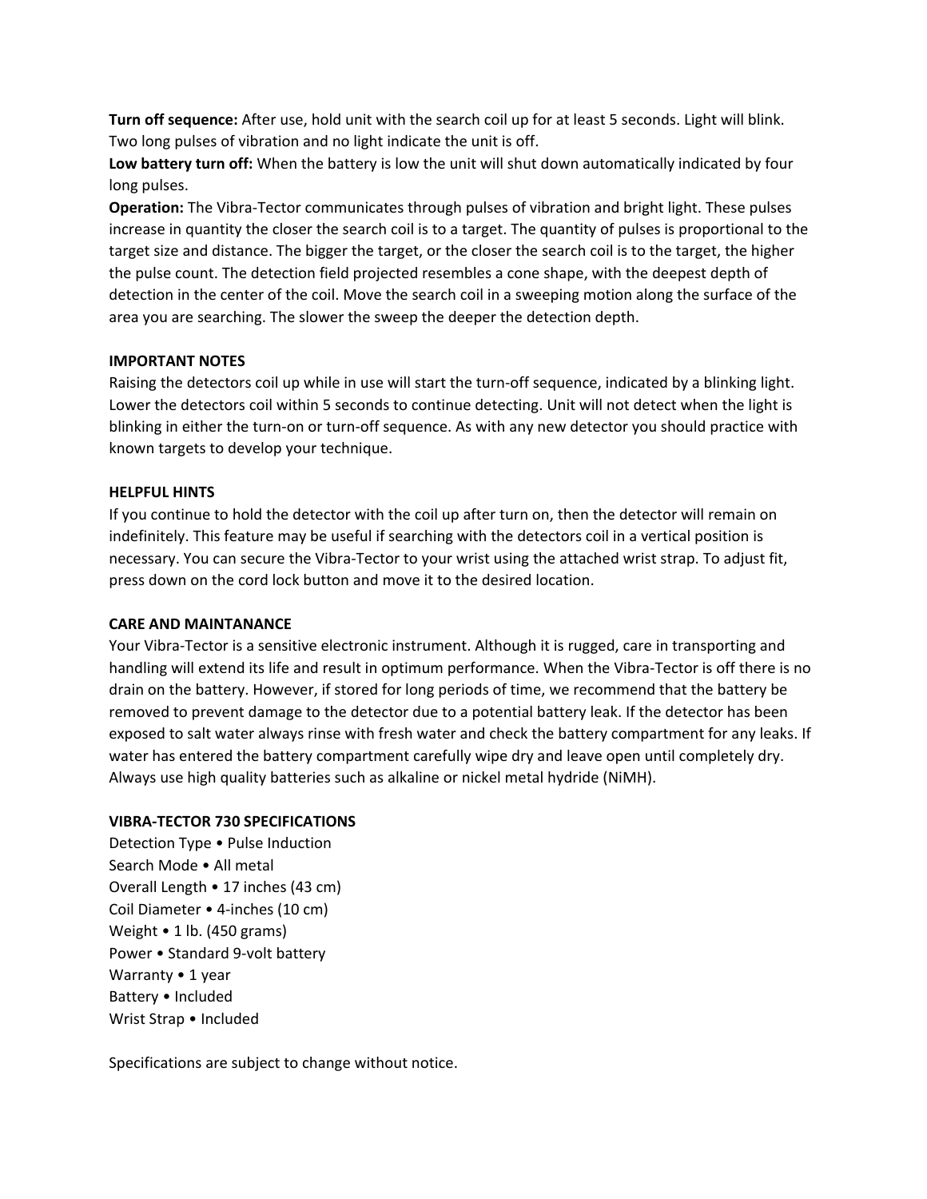**Turn off sequence:** After use, hold unit with the search coil up for at least 5 seconds. Light will blink. Two long pulses of vibration and no light indicate the unit is off.

**Low battery turn off:** When the battery is low the unit will shut down automatically indicated by four long pulses.

**Operation:** The Vibra-Tector communicates through pulses of vibration and bright light. These pulses increase in quantity the closer the search coil is to a target. The quantity of pulses is proportional to the target size and distance. The bigger the target, or the closer the search coil is to the target, the higher the pulse count. The detection field projected resembles a cone shape, with the deepest depth of detection in the center of the coil. Move the search coil in a sweeping motion along the surface of the area you are searching. The slower the sweep the deeper the detection depth.

## IMPORTANT NOTES

Raising the detectors coil up while in use will start the turn-off sequence, indicated by a blinking light. Lower the detectors coil within 5 seconds to continue detecting. Unit will not detect when the light is blinking in either the turn-on or turn-off sequence. As with any new detector you should practice with known targets to develop your technique.

## HELPFUL HINTS

If you continue to hold the detector with the coil up after turn on, then the detector will remain on indefinitely. This feature may be useful if searching with the detectors coil in a vertical position is necessary. You can secure the Vibra-Tector to your wrist using the attached wrist strap. To adjust fit, press down on the cord lock button and move it to the desired location.

## CARE AND MAINTANANCE

Your Vibra-Tector is a sensitive electronic instrument. Although it is rugged, care in transporting and handling will extend its life and result in optimum performance. When the Vibra-Tector is off there is no drain on the battery. However, if stored for long periods of time, we recommend that the battery be removed to prevent damage to the detector due to a potential battery leak. If the detector has been exposed to salt water always rinse with fresh water and check the battery compartment for any leaks. If water has entered the battery compartment carefully wipe dry and leave open until completely dry. Always use high quality batteries such as alkaline or nickel metal hydride (NiMH).

## VIBRA-TECTOR 730 SPECIFICATIONS

Detection Type • Pulse Induction
Search Mode • All metal
Overall Length • 17 inches (43 cm)
Coil Diameter • 4-inches (10 cm)
Weight • 1 lb. (450 grams)
Power • Standard 9-volt battery
Warranty • 1 year
Battery • Included
Wrist Strap • Included

Specifications are subject to change without notice.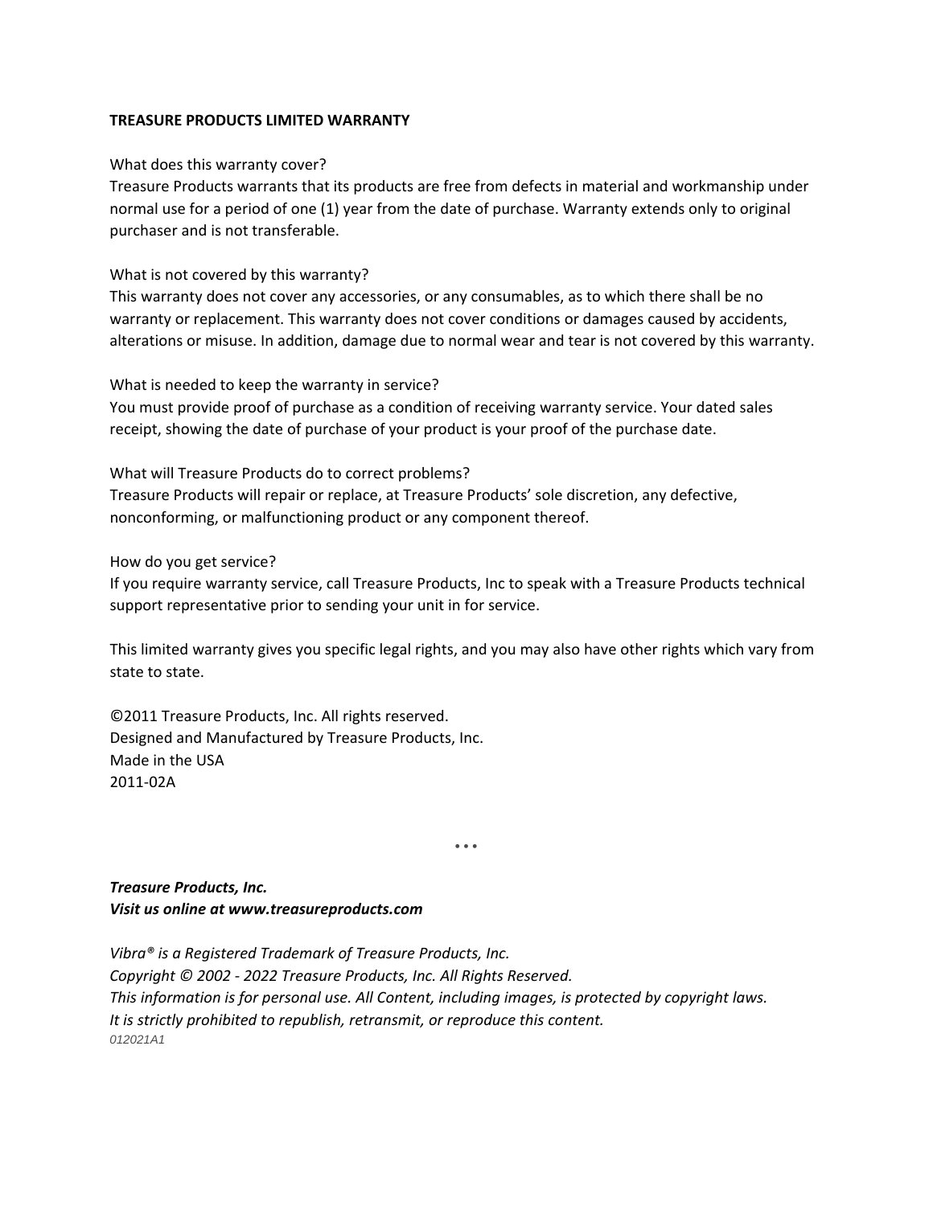**TREASURE PRODUCTS LIMITED WARRANTY**

What does this warranty cover?
Treasure Products warrants that its products are free from defects in material and workmanship under normal use for a period of one (1) year from the date of purchase. Warranty extends only to original purchaser and is not transferable.

What is not covered by this warranty?
This warranty does not cover any accessories, or any consumables, as to which there shall be no warranty or replacement. This warranty does not cover conditions or damages caused by accidents, alterations or misuse. In addition, damage due to normal wear and tear is not covered by this warranty.

What is needed to keep the warranty in service?
You must provide proof of purchase as a condition of receiving warranty service. Your dated sales receipt, showing the date of purchase of your product is your proof of the purchase date.

What will Treasure Products do to correct problems?
Treasure Products will repair or replace, at Treasure Products' sole discretion, any defective, nonconforming, or malfunctioning product or any component thereof.

How do you get service?
If you require warranty service, call Treasure Products, Inc to speak with a Treasure Products technical support representative prior to sending your unit in for service.

This limited warranty gives you specific legal rights, and you may also have other rights which vary from state to state.

©2011 Treasure Products, Inc. All rights reserved.
Designed and Manufactured by Treasure Products, Inc.
Made in the USA
2011-02A

• • •

***Treasure Products, Inc.***
***Visit us online at www.treasureproducts.com***

*Vibra® is a Registered Trademark of Treasure Products, Inc.*
*Copyright © 2002 - 2022 Treasure Products, Inc. All Rights Reserved.*
*This information is for personal use. All Content, including images, is protected by copyright laws.*
*It is strictly prohibited to republish, retransmit, or reproduce this content.*
*012021A1*